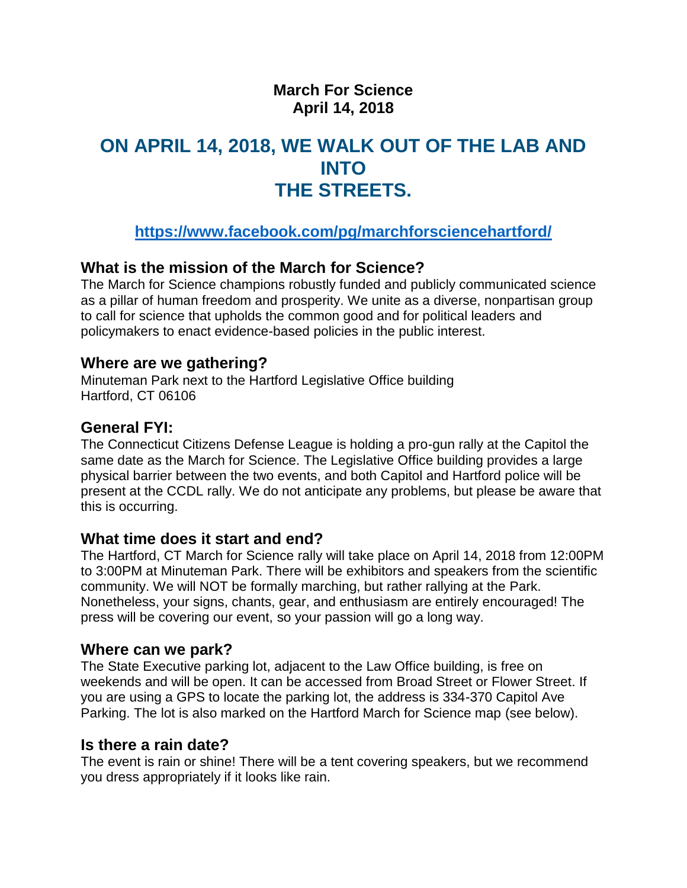**March For Science**
**April 14, 2018**

# ON APRIL 14, 2018, WE WALK OUT OF THE LAB AND INTO THE STREETS.

**https://www.facebook.com/pg/marchforsciencehartford/**

## What is the mission of the March for Science?

The March for Science champions robustly funded and publicly communicated science as a pillar of human freedom and prosperity. We unite as a diverse, nonpartisan group to call for science that upholds the common good and for political leaders and policymakers to enact evidence-based policies in the public interest.

## Where are we gathering?

Minuteman Park next to the Hartford Legislative Office building
Hartford, CT 06106

## General FYI:

The Connecticut Citizens Defense League is holding a pro-gun rally at the Capitol the same date as the March for Science. The Legislative Office building provides a large physical barrier between the two events, and both Capitol and Hartford police will be present at the CCDL rally. We do not anticipate any problems, but please be aware that this is occurring.

## What time does it start and end?

The Hartford, CT March for Science rally will take place on April 14, 2018 from 12:00PM to 3:00PM at Minuteman Park. There will be exhibitors and speakers from the scientific community. We will NOT be formally marching, but rather rallying at the Park. Nonetheless, your signs, chants, gear, and enthusiasm are entirely encouraged! The press will be covering our event, so your passion will go a long way.

## Where can we park?

The State Executive parking lot, adjacent to the Law Office building, is free on weekends and will be open. It can be accessed from Broad Street or Flower Street. If you are using a GPS to locate the parking lot, the address is 334-370 Capitol Ave Parking. The lot is also marked on the Hartford March for Science map (see below).

## Is there a rain date?

The event is rain or shine! There will be a tent covering speakers, but we recommend you dress appropriately if it looks like rain.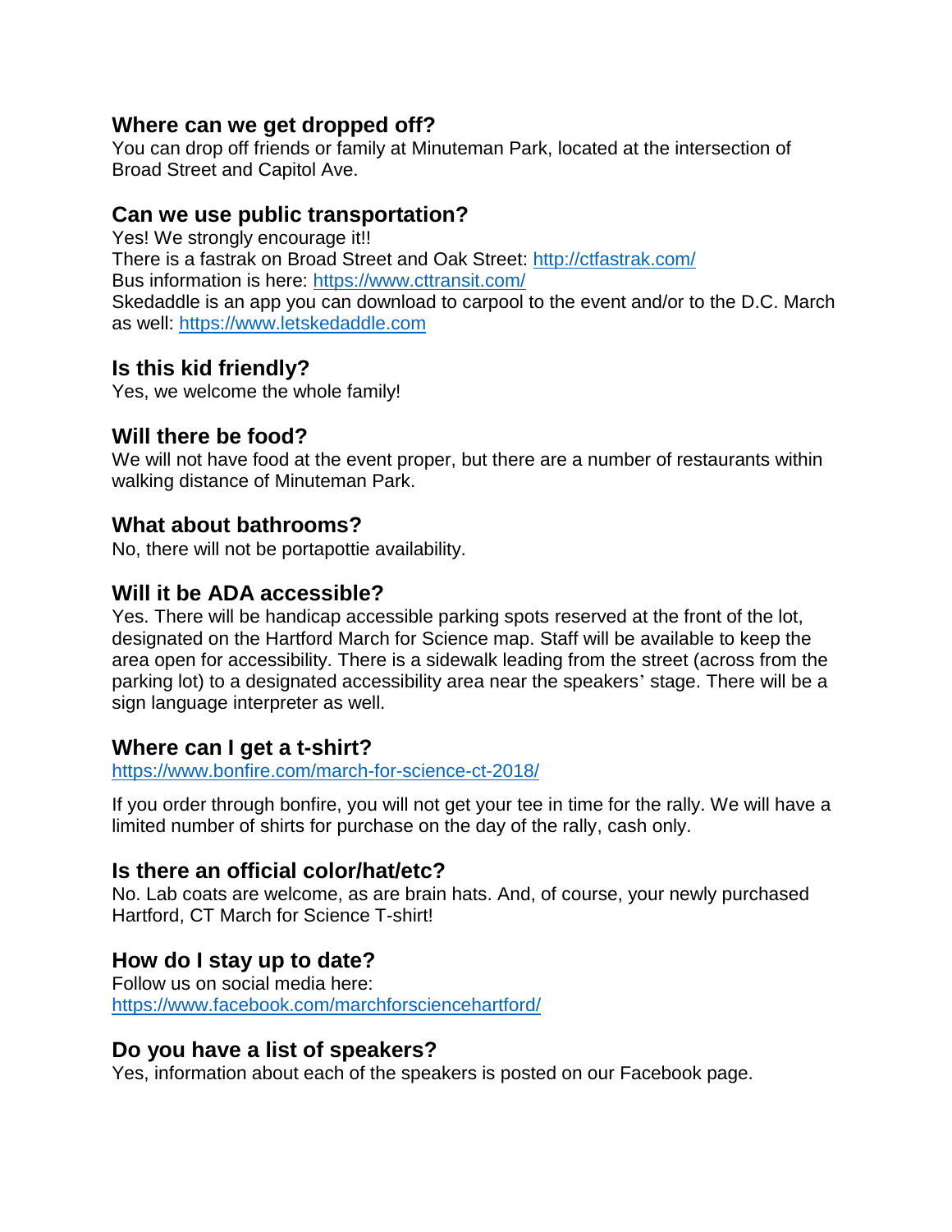### Where can we get dropped off?

You can drop off friends or family at Minuteman Park, located at the intersection of Broad Street and Capitol Ave.

### Can we use public transportation?

Yes! We strongly encourage it!!
There is a fastrak on Broad Street and Oak Street: http://ctfastrak.com/
Bus information is here: https://www.cttransit.com/
Skedaddle is an app you can download to carpool to the event and/or to the D.C. March as well: https://www.letskedaddle.com

### Is this kid friendly?

Yes, we welcome the whole family!

### Will there be food?

We will not have food at the event proper, but there are a number of restaurants within walking distance of Minuteman Park.

### What about bathrooms?

No, there will not be portapottie availability.

### Will it be ADA accessible?

Yes. There will be handicap accessible parking spots reserved at the front of the lot, designated on the Hartford March for Science map. Staff will be available to keep the area open for accessibility. There is a sidewalk leading from the street (across from the parking lot) to a designated accessibility area near the speakers' stage. There will be a sign language interpreter as well.

### Where can I get a t-shirt?

https://www.bonfire.com/march-for-science-ct-2018/

If you order through bonfire, you will not get your tee in time for the rally. We will have a limited number of shirts for purchase on the day of the rally, cash only.

### Is there an official color/hat/etc?

No. Lab coats are welcome, as are brain hats. And, of course, your newly purchased Hartford, CT March for Science T-shirt!

### How do I stay up to date?

Follow us on social media here:
https://www.facebook.com/marchforsciencehartford/

### Do you have a list of speakers?

Yes, information about each of the speakers is posted on our Facebook page.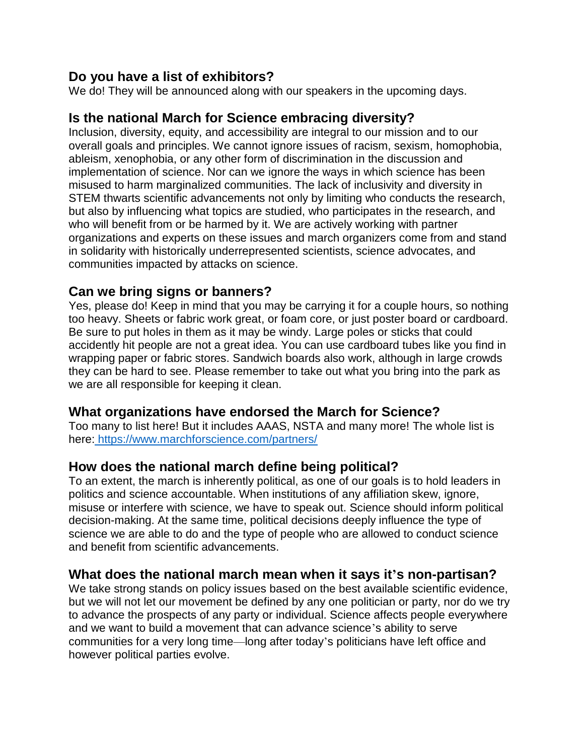## Do you have a list of exhibitors?

We do! They will be announced along with our speakers in the upcoming days.

## Is the national March for Science embracing diversity?

Inclusion, diversity, equity, and accessibility are integral to our mission and to our overall goals and principles. We cannot ignore issues of racism, sexism, homophobia, ableism, xenophobia, or any other form of discrimination in the discussion and implementation of science. Nor can we ignore the ways in which science has been misused to harm marginalized communities. The lack of inclusivity and diversity in STEM thwarts scientific advancements not only by limiting who conducts the research, but also by influencing what topics are studied, who participates in the research, and who will benefit from or be harmed by it. We are actively working with partner organizations and experts on these issues and march organizers come from and stand in solidarity with historically underrepresented scientists, science advocates, and communities impacted by attacks on science.

## Can we bring signs or banners?

Yes, please do! Keep in mind that you may be carrying it for a couple hours, so nothing too heavy. Sheets or fabric work great, or foam core, or just poster board or cardboard. Be sure to put holes in them as it may be windy. Large poles or sticks that could accidently hit people are not a great idea. You can use cardboard tubes like you find in wrapping paper or fabric stores. Sandwich boards also work, although in large crowds they can be hard to see. Please remember to take out what you bring into the park as we are all responsible for keeping it clean.

## What organizations have endorsed the March for Science?

Too many to list here! But it includes AAAS, NSTA and many more! The whole list is here: https://www.marchforscience.com/partners/

## How does the national march define being political?

To an extent, the march is inherently political, as one of our goals is to hold leaders in politics and science accountable. When institutions of any affiliation skew, ignore, misuse or interfere with science, we have to speak out. Science should inform political decision-making. At the same time, political decisions deeply influence the type of science we are able to do and the type of people who are allowed to conduct science and benefit from scientific advancements.

## What does the national march mean when it says it's non-partisan?

We take strong stands on policy issues based on the best available scientific evidence, but we will not let our movement be defined by any one politician or party, nor do we try to advance the prospects of any party or individual. Science affects people everywhere and we want to build a movement that can advance science's ability to serve communities for a very long time—long after today's politicians have left office and however political parties evolve.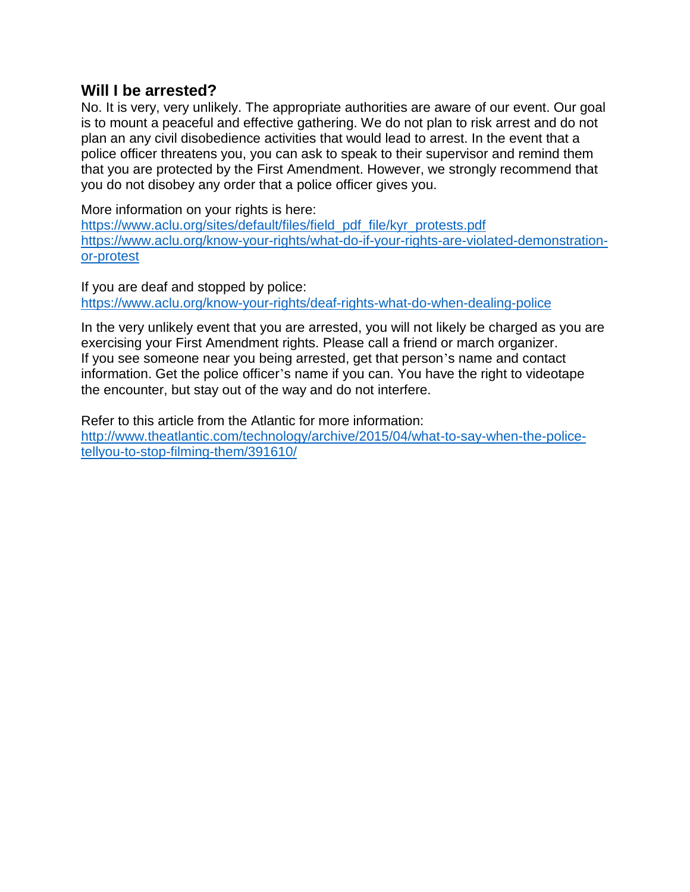## Will I be arrested?

No. It is very, very unlikely. The appropriate authorities are aware of our event. Our goal is to mount a peaceful and effective gathering. We do not plan to risk arrest and do not plan an any civil disobedience activities that would lead to arrest. In the event that a police officer threatens you, you can ask to speak to their supervisor and remind them that you are protected by the First Amendment. However, we strongly recommend that you do not disobey any order that a police officer gives you.

More information on your rights is here:
https://www.aclu.org/sites/default/files/field_pdf_file/kyr_protests.pdf
https://www.aclu.org/know-your-rights/what-do-if-your-rights-are-violated-demonstration-or-protest

If you are deaf and stopped by police:
https://www.aclu.org/know-your-rights/deaf-rights-what-do-when-dealing-police

In the very unlikely event that you are arrested, you will not likely be charged as you are exercising your First Amendment rights. Please call a friend or march organizer.
If you see someone near you being arrested, get that person's name and contact information. Get the police officer's name if you can. You have the right to videotape the encounter, but stay out of the way and do not interfere.

Refer to this article from the Atlantic for more information:
http://www.theatlantic.com/technology/archive/2015/04/what-to-say-when-the-police-tellyou-to-stop-filming-them/391610/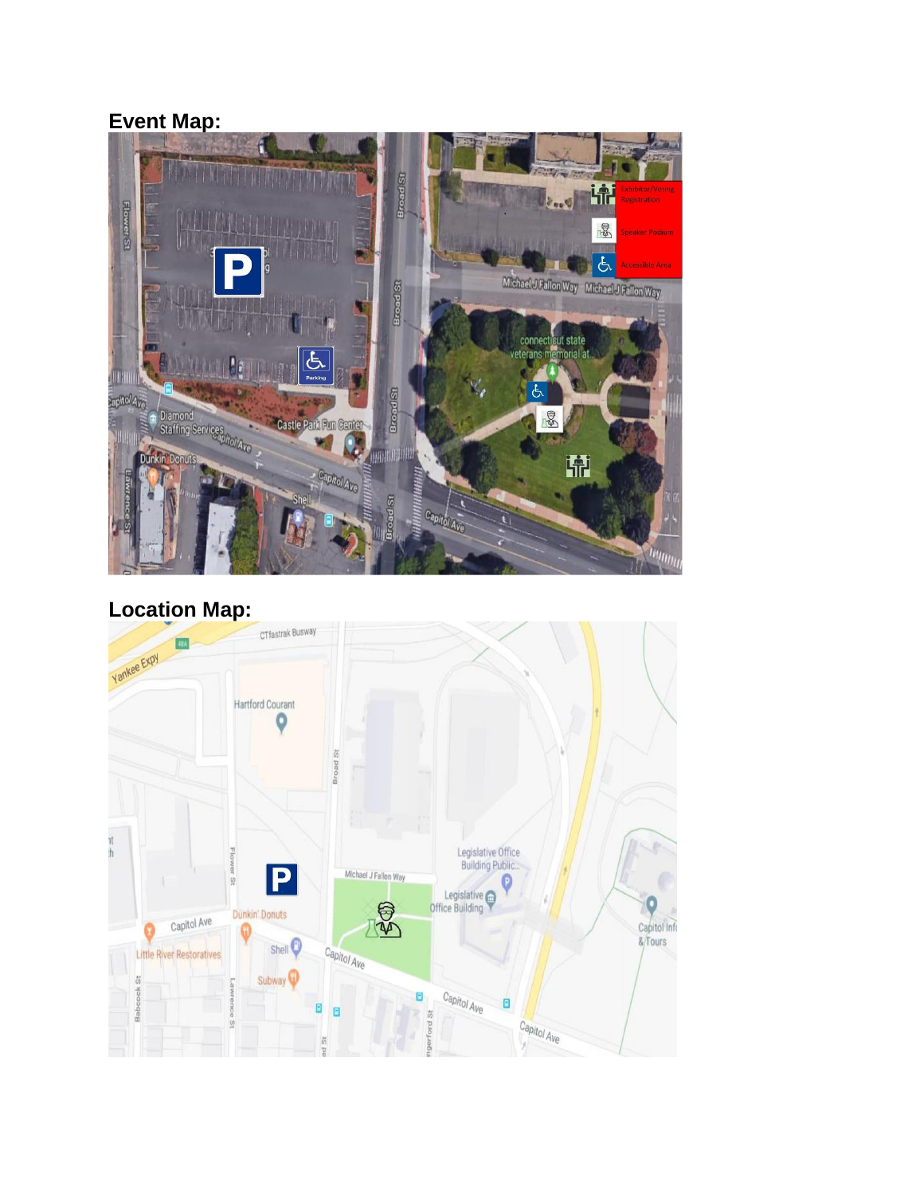**Event Map:**

Broad St
Flower St
Michael J Fallon Way
Exhibitor/Voting Registration
Speaker Podium
Accessible Area
connecticut state veterans memorial at...
Parking
Capitol Ave
Diamond Staffing Services
Castle Park Fun Center
Dunkin' Donuts
Lawrence St
Shell

**Location Map:**

Yankee Expy
CTfastrak Busway
Hartford Courant
Broad St
Flower St
Michael J Fallon Way
Legislative Office Building Public...
Legislative Office Building
Capitol Info & Tours
Capitol Ave
Dunkin' Donuts
Little River Restoratives
Shell
Subway
Babcock St
Lawrence St
Hungerford St